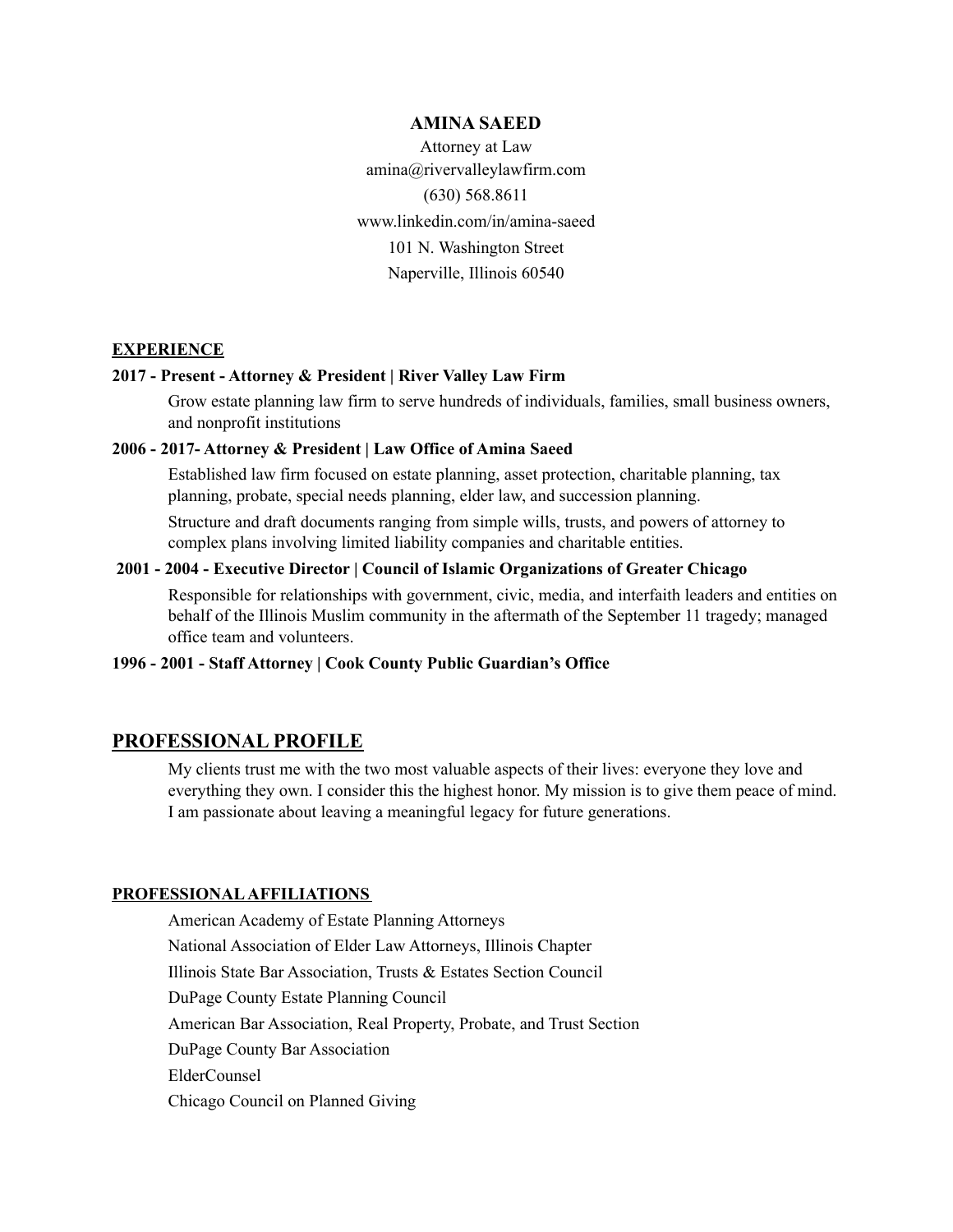# AMINA SAEED

Attorney at Law

amina@rivervalleylawfirm.com

(630) 568.8611

www.linkedin.com/in/amina-saeed

101 N. Washington Street

Naperville, Illinois 60540

## EXPERIENCE

**2017 - Present - Attorney & President | River Valley Law Firm**

Grow estate planning law firm to serve hundreds of individuals, families, small business owners, and nonprofit institutions

**2006 - 2017- Attorney & President | Law Office of Amina Saeed**

Established law firm focused on estate planning, asset protection, charitable planning, tax planning, probate, special needs planning, elder law, and succession planning.

Structure and draft documents ranging from simple wills, trusts, and powers of attorney to complex plans involving limited liability companies and charitable entities.

**2001 - 2004 - Executive Director | Council of Islamic Organizations of Greater Chicago**

Responsible for relationships with government, civic, media, and interfaith leaders and entities on behalf of the Illinois Muslim community in the aftermath of the September 11 tragedy; managed office team and volunteers.

**1996 - 2001 - Staff Attorney | Cook County Public Guardian's Office**

## PROFESSIONAL PROFILE

My clients trust me with the two most valuable aspects of their lives: everyone they love and everything they own. I consider this the highest honor. My mission is to give them peace of mind. I am passionate about leaving a meaningful legacy for future generations.

## PROFESSIONAL AFFILIATIONS

- American Academy of Estate Planning Attorneys
- National Association of Elder Law Attorneys, Illinois Chapter
- Illinois State Bar Association, Trusts & Estates Section Council
- DuPage County Estate Planning Council
- American Bar Association, Real Property, Probate, and Trust Section
- DuPage County Bar Association
- ElderCounsel
- Chicago Council on Planned Giving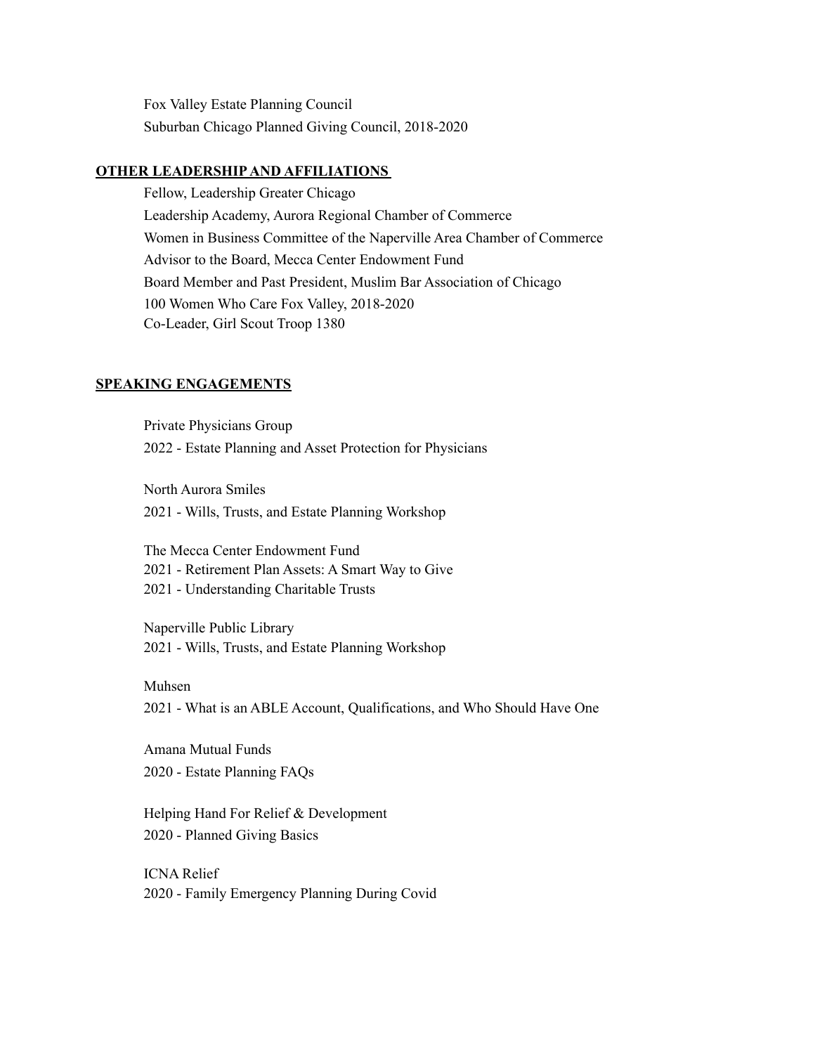Fox Valley Estate Planning Council

Suburban Chicago Planned Giving Council, 2018-2020

## OTHER LEADERSHIP AND AFFILIATIONS

Fellow, Leadership Greater Chicago

Leadership Academy, Aurora Regional Chamber of Commerce

Women in Business Committee of the Naperville Area Chamber of Commerce

Advisor to the Board, Mecca Center Endowment Fund

Board Member and Past President, Muslim Bar Association of Chicago

100 Women Who Care Fox Valley, 2018-2020

Co-Leader, Girl Scout Troop 1380

## SPEAKING ENGAGEMENTS

Private Physicians Group
2022 - Estate Planning and Asset Protection for Physicians

North Aurora Smiles
2021 - Wills, Trusts, and Estate Planning Workshop

The Mecca Center Endowment Fund
2021 - Retirement Plan Assets: A Smart Way to Give
2021 - Understanding Charitable Trusts

Naperville Public Library
2021 - Wills, Trusts, and Estate Planning Workshop

Muhsen
2021 - What is an ABLE Account, Qualifications, and Who Should Have One

Amana Mutual Funds
2020 - Estate Planning FAQs

Helping Hand For Relief & Development
2020 - Planned Giving Basics

ICNA Relief
2020 - Family Emergency Planning During Covid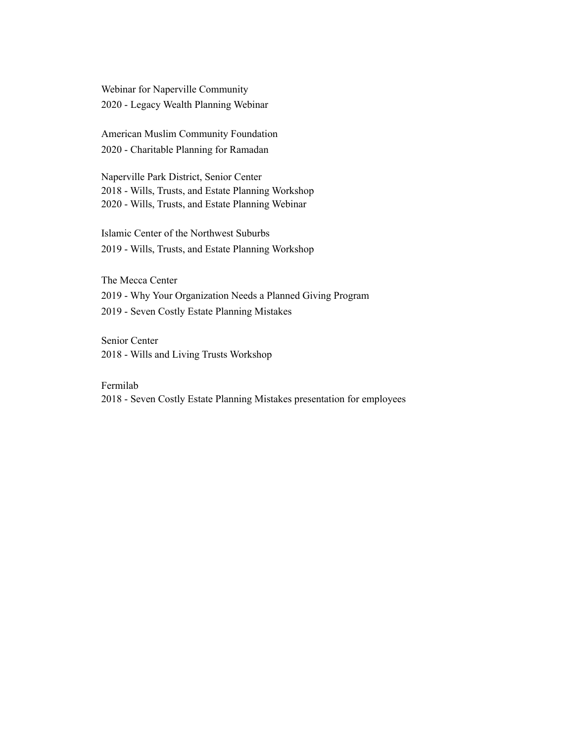Webinar for Naperville Community
2020 - Legacy Wealth Planning Webinar

American Muslim Community Foundation
2020 - Charitable Planning for Ramadan

Naperville Park District, Senior Center
2018 - Wills, Trusts, and Estate Planning Workshop
2020 - Wills, Trusts, and Estate Planning Webinar

Islamic Center of the Northwest Suburbs
2019 - Wills, Trusts, and Estate Planning Workshop

The Mecca Center
2019 - Why Your Organization Needs a Planned Giving Program
2019 - Seven Costly Estate Planning Mistakes

Senior Center
2018 - Wills and Living Trusts Workshop

Fermilab
2018 - Seven Costly Estate Planning Mistakes presentation for employees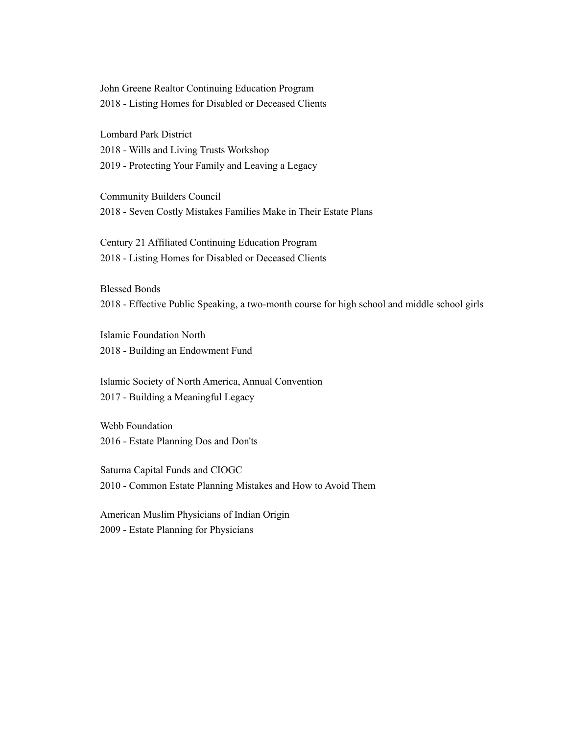John Greene Realtor Continuing Education Program
2018 - Listing Homes for Disabled or Deceased Clients

Lombard Park District
2018 - Wills and Living Trusts Workshop
2019 - Protecting Your Family and Leaving a Legacy

Community Builders Council
2018 - Seven Costly Mistakes Families Make in Their Estate Plans

Century 21 Affiliated Continuing Education Program
2018 - Listing Homes for Disabled or Deceased Clients

Blessed Bonds
2018 - Effective Public Speaking, a two-month course for high school and middle school girls

Islamic Foundation North
2018 - Building an Endowment Fund

Islamic Society of North America, Annual Convention
2017 - Building a Meaningful Legacy

Webb Foundation
2016 - Estate Planning Dos and Don'ts

Saturna Capital Funds and CIOGC
2010 - Common Estate Planning Mistakes and How to Avoid Them

American Muslim Physicians of Indian Origin
2009 - Estate Planning for Physicians